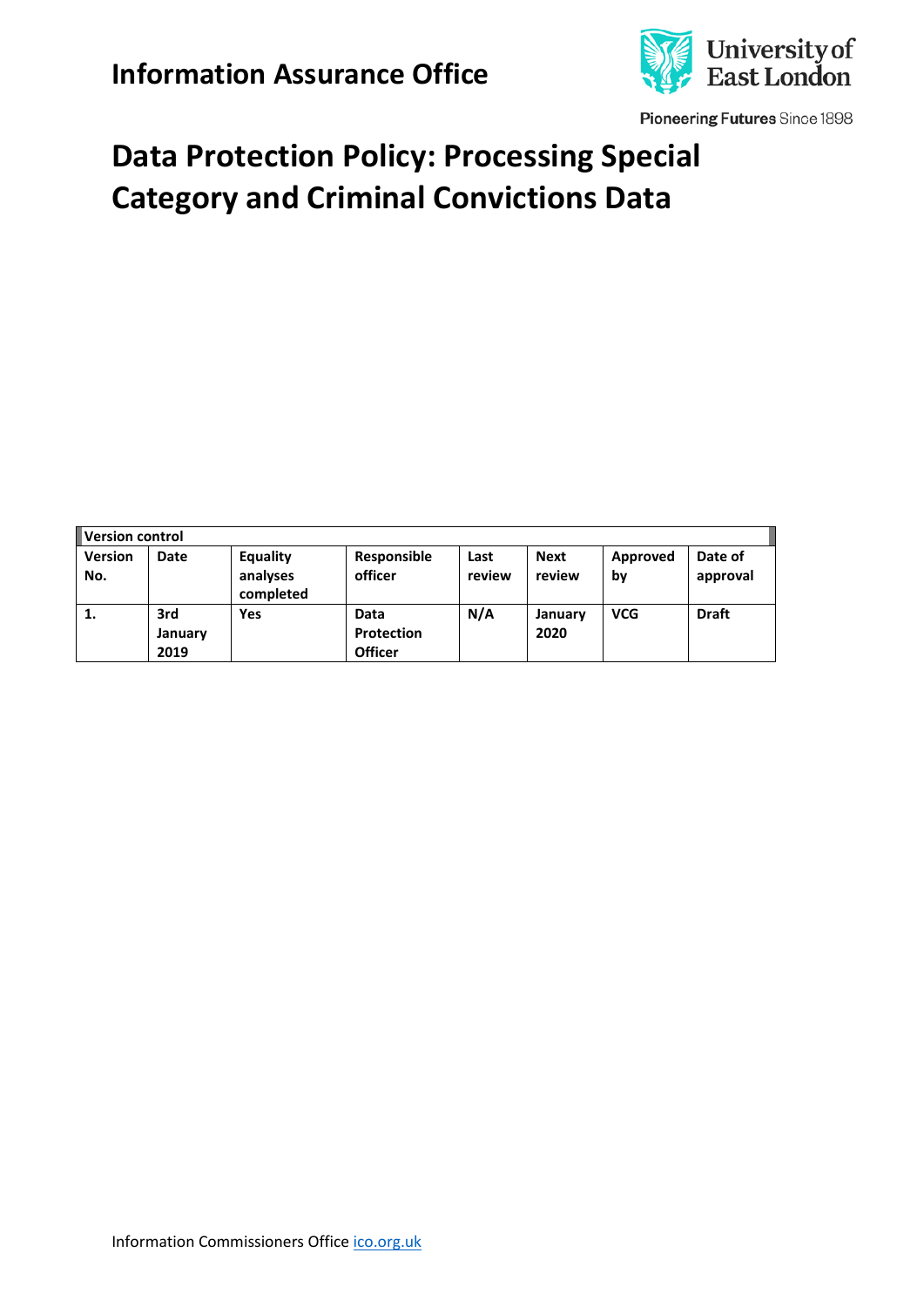# Information Assurance Office

University of East London

Pioneering Futures Since 1898

# Data Protection Policy: Processing Special Category and Criminal Convictions Data

| Version control | | | | | | | |
|---|---|---|---|---|---|---|---|
| **Version No.** | **Date** | **Equality analyses completed** | **Responsible officer** | **Last review** | **Next review** | **Approved by** | **Date of approval** |
| **1.** | **3rd January 2019** | **Yes** | **Data Protection Officer** | **N/A** | **January 2020** | **VCG** | **Draft** |

Information Commissioners Office [ico.org.uk](ico.org.uk)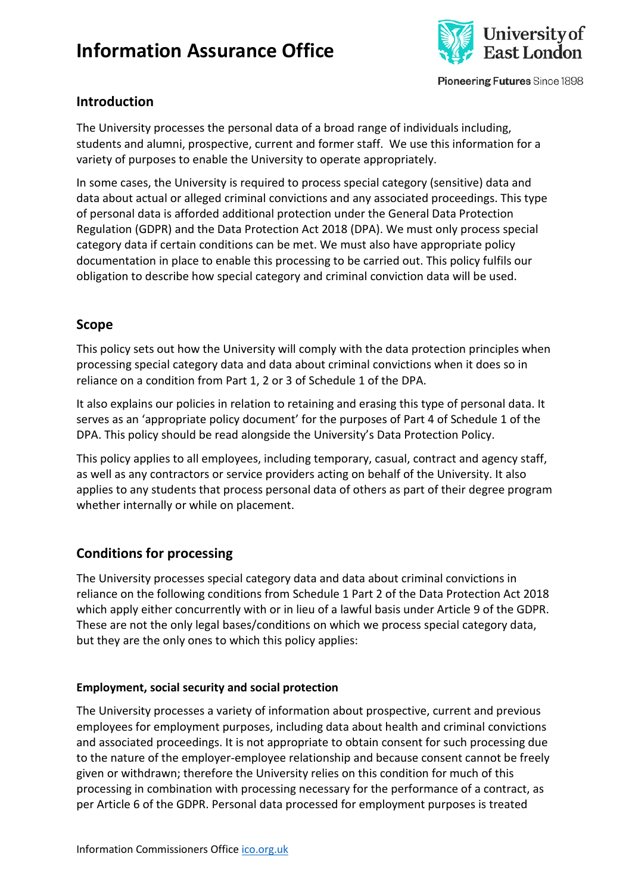## Introduction

The University processes the personal data of a broad range of individuals including, students and alumni, prospective, current and former staff. We use this information for a variety of purposes to enable the University to operate appropriately.

In some cases, the University is required to process special category (sensitive) data and data about actual or alleged criminal convictions and any associated proceedings. This type of personal data is afforded additional protection under the General Data Protection Regulation (GDPR) and the Data Protection Act 2018 (DPA). We must only process special category data if certain conditions can be met. We must also have appropriate policy documentation in place to enable this processing to be carried out. This policy fulfils our obligation to describe how special category and criminal conviction data will be used.

## Scope

This policy sets out how the University will comply with the data protection principles when processing special category data and data about criminal convictions when it does so in reliance on a condition from Part 1, 2 or 3 of Schedule 1 of the DPA.

It also explains our policies in relation to retaining and erasing this type of personal data. It serves as an 'appropriate policy document' for the purposes of Part 4 of Schedule 1 of the DPA. This policy should be read alongside the University's Data Protection Policy.

This policy applies to all employees, including temporary, casual, contract and agency staff, as well as any contractors or service providers acting on behalf of the University. It also applies to any students that process personal data of others as part of their degree program whether internally or while on placement.

## Conditions for processing

The University processes special category data and data about criminal convictions in reliance on the following conditions from Schedule 1 Part 2 of the Data Protection Act 2018 which apply either concurrently with or in lieu of a lawful basis under Article 9 of the GDPR. These are not the only legal bases/conditions on which we process special category data, but they are the only ones to which this policy applies:

### Employment, social security and social protection

The University processes a variety of information about prospective, current and previous employees for employment purposes, including data about health and criminal convictions and associated proceedings. It is not appropriate to obtain consent for such processing due to the nature of the employer-employee relationship and because consent cannot be freely given or withdrawn; therefore the University relies on this condition for much of this processing in combination with processing necessary for the performance of a contract, as per Article 6 of the GDPR. Personal data processed for employment purposes is treated

Information Commissioners Office ico.org.uk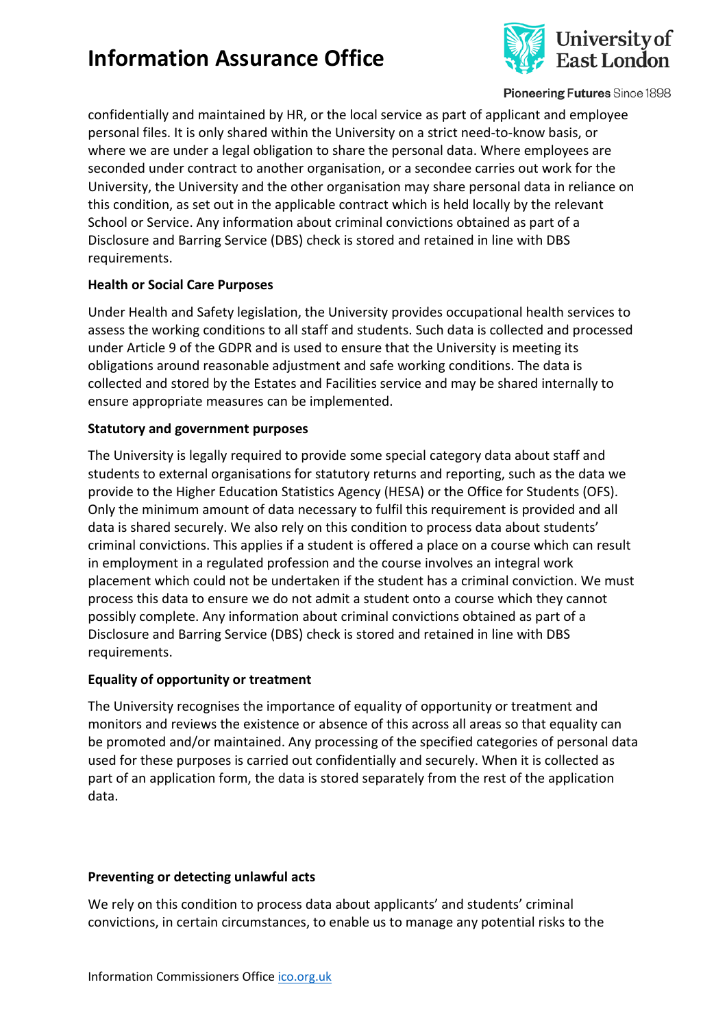confidentially and maintained by HR, or the local service as part of applicant and employee personal files. It is only shared within the University on a strict need-to-know basis, or where we are under a legal obligation to share the personal data. Where employees are seconded under contract to another organisation, or a secondee carries out work for the University, the University and the other organisation may share personal data in reliance on this condition, as set out in the applicable contract which is held locally by the relevant School or Service. Any information about criminal convictions obtained as part of a Disclosure and Barring Service (DBS) check is stored and retained in line with DBS requirements.

**Health or Social Care Purposes**

Under Health and Safety legislation, the University provides occupational health services to assess the working conditions to all staff and students. Such data is collected and processed under Article 9 of the GDPR and is used to ensure that the University is meeting its obligations around reasonable adjustment and safe working conditions. The data is collected and stored by the Estates and Facilities service and may be shared internally to ensure appropriate measures can be implemented.

**Statutory and government purposes**

The University is legally required to provide some special category data about staff and students to external organisations for statutory returns and reporting, such as the data we provide to the Higher Education Statistics Agency (HESA) or the Office for Students (OFS). Only the minimum amount of data necessary to fulfil this requirement is provided and all data is shared securely. We also rely on this condition to process data about students' criminal convictions. This applies if a student is offered a place on a course which can result in employment in a regulated profession and the course involves an integral work placement which could not be undertaken if the student has a criminal conviction. We must process this data to ensure we do not admit a student onto a course which they cannot possibly complete. Any information about criminal convictions obtained as part of a Disclosure and Barring Service (DBS) check is stored and retained in line with DBS requirements.

**Equality of opportunity or treatment**

The University recognises the importance of equality of opportunity or treatment and monitors and reviews the existence or absence of this across all areas so that equality can be promoted and/or maintained. Any processing of the specified categories of personal data used for these purposes is carried out confidentially and securely. When it is collected as part of an application form, the data is stored separately from the rest of the application data.

**Preventing or detecting unlawful acts**

We rely on this condition to process data about applicants' and students' criminal convictions, in certain circumstances, to enable us to manage any potential risks to the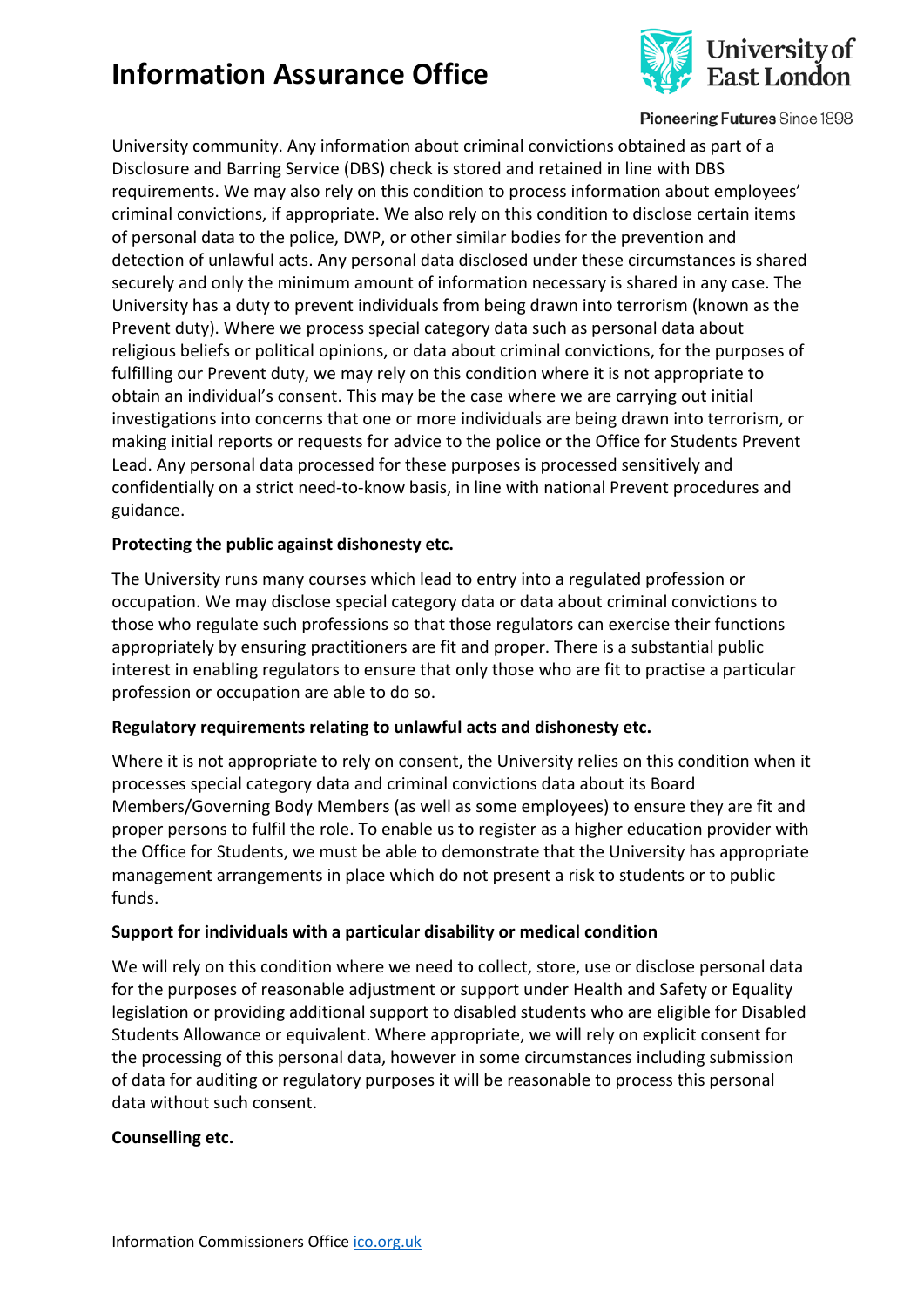University community. Any information about criminal convictions obtained as part of a Disclosure and Barring Service (DBS) check is stored and retained in line with DBS requirements. We may also rely on this condition to process information about employees' criminal convictions, if appropriate. We also rely on this condition to disclose certain items of personal data to the police, DWP, or other similar bodies for the prevention and detection of unlawful acts. Any personal data disclosed under these circumstances is shared securely and only the minimum amount of information necessary is shared in any case. The University has a duty to prevent individuals from being drawn into terrorism (known as the Prevent duty). Where we process special category data such as personal data about religious beliefs or political opinions, or data about criminal convictions, for the purposes of fulfilling our Prevent duty, we may rely on this condition where it is not appropriate to obtain an individual's consent. This may be the case where we are carrying out initial investigations into concerns that one or more individuals are being drawn into terrorism, or making initial reports or requests for advice to the police or the Office for Students Prevent Lead. Any personal data processed for these purposes is processed sensitively and confidentially on a strict need-to-know basis, in line with national Prevent procedures and guidance.

**Protecting the public against dishonesty etc.**

The University runs many courses which lead to entry into a regulated profession or occupation. We may disclose special category data or data about criminal convictions to those who regulate such professions so that those regulators can exercise their functions appropriately by ensuring practitioners are fit and proper. There is a substantial public interest in enabling regulators to ensure that only those who are fit to practise a particular profession or occupation are able to do so.

**Regulatory requirements relating to unlawful acts and dishonesty etc.**

Where it is not appropriate to rely on consent, the University relies on this condition when it processes special category data and criminal convictions data about its Board Members/Governing Body Members (as well as some employees) to ensure they are fit and proper persons to fulfil the role. To enable us to register as a higher education provider with the Office for Students, we must be able to demonstrate that the University has appropriate management arrangements in place which do not present a risk to students or to public funds.

**Support for individuals with a particular disability or medical condition**

We will rely on this condition where we need to collect, store, use or disclose personal data for the purposes of reasonable adjustment or support under Health and Safety or Equality legislation or providing additional support to disabled students who are eligible for Disabled Students Allowance or equivalent. Where appropriate, we will rely on explicit consent for the processing of this personal data, however in some circumstances including submission of data for auditing or regulatory purposes it will be reasonable to process this personal data without such consent.

**Counselling etc.**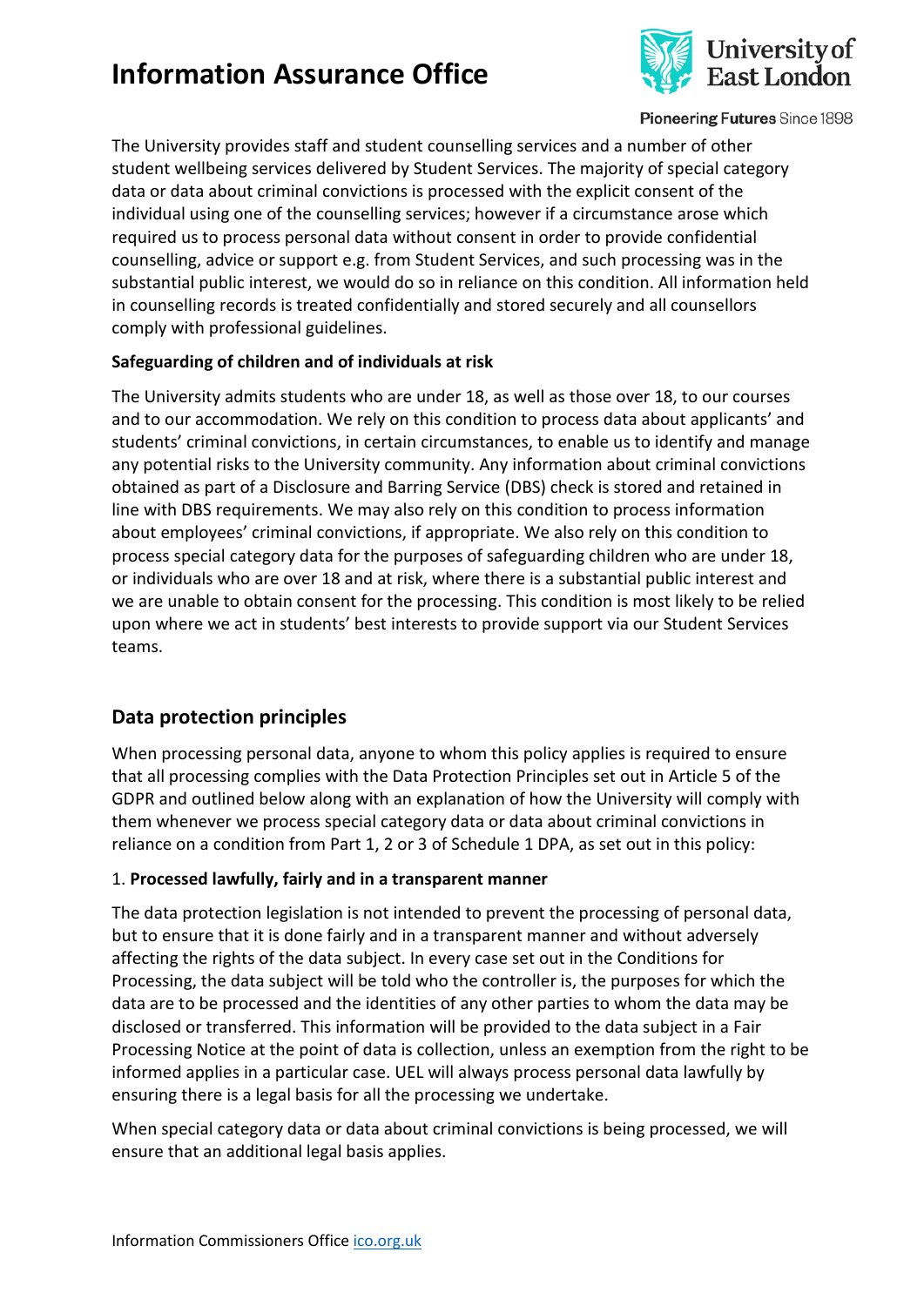The University provides staff and student counselling services and a number of other student wellbeing services delivered by Student Services. The majority of special category data or data about criminal convictions is processed with the explicit consent of the individual using one of the counselling services; however if a circumstance arose which required us to process personal data without consent in order to provide confidential counselling, advice or support e.g. from Student Services, and such processing was in the substantial public interest, we would do so in reliance on this condition. All information held in counselling records is treated confidentially and stored securely and all counsellors comply with professional guidelines.

**Safeguarding of children and of individuals at risk**

The University admits students who are under 18, as well as those over 18, to our courses and to our accommodation. We rely on this condition to process data about applicants' and students' criminal convictions, in certain circumstances, to enable us to identify and manage any potential risks to the University community. Any information about criminal convictions obtained as part of a Disclosure and Barring Service (DBS) check is stored and retained in line with DBS requirements. We may also rely on this condition to process information about employees' criminal convictions, if appropriate. We also rely on this condition to process special category data for the purposes of safeguarding children who are under 18, or individuals who are over 18 and at risk, where there is a substantial public interest and we are unable to obtain consent for the processing. This condition is most likely to be relied upon where we act in students' best interests to provide support via our Student Services teams.

## Data protection principles

When processing personal data, anyone to whom this policy applies is required to ensure that all processing complies with the Data Protection Principles set out in Article 5 of the GDPR and outlined below along with an explanation of how the University will comply with them whenever we process special category data or data about criminal convictions in reliance on a condition from Part 1, 2 or 3 of Schedule 1 DPA, as set out in this policy:

1. **Processed lawfully, fairly and in a transparent manner**

The data protection legislation is not intended to prevent the processing of personal data, but to ensure that it is done fairly and in a transparent manner and without adversely affecting the rights of the data subject. In every case set out in the Conditions for Processing, the data subject will be told who the controller is, the purposes for which the data are to be processed and the identities of any other parties to whom the data may be disclosed or transferred. This information will be provided to the data subject in a Fair Processing Notice at the point of data is collection, unless an exemption from the right to be informed applies in a particular case. UEL will always process personal data lawfully by ensuring there is a legal basis for all the processing we undertake.

When special category data or data about criminal convictions is being processed, we will ensure that an additional legal basis applies.

Information Commissioners Office [ico.org.uk](ico.org.uk)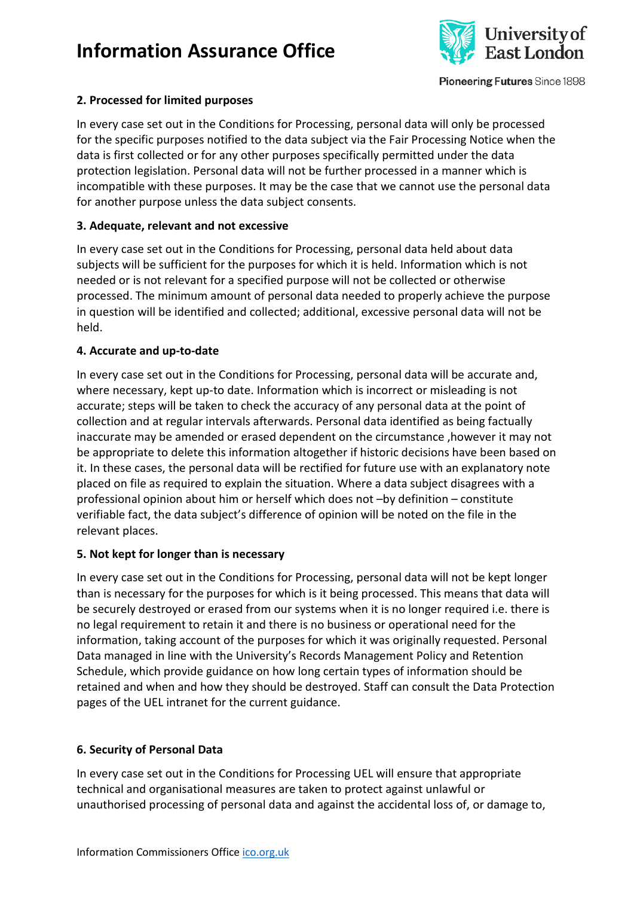### 2. Processed for limited purposes

In every case set out in the Conditions for Processing, personal data will only be processed for the specific purposes notified to the data subject via the Fair Processing Notice when the data is first collected or for any other purposes specifically permitted under the data protection legislation. Personal data will not be further processed in a manner which is incompatible with these purposes. It may be the case that we cannot use the personal data for another purpose unless the data subject consents.

### 3. Adequate, relevant and not excessive

In every case set out in the Conditions for Processing, personal data held about data subjects will be sufficient for the purposes for which it is held. Information which is not needed or is not relevant for a specified purpose will not be collected or otherwise processed. The minimum amount of personal data needed to properly achieve the purpose in question will be identified and collected; additional, excessive personal data will not be held.

### 4. Accurate and up-to-date

In every case set out in the Conditions for Processing, personal data will be accurate and, where necessary, kept up-to date. Information which is incorrect or misleading is not accurate; steps will be taken to check the accuracy of any personal data at the point of collection and at regular intervals afterwards. Personal data identified as being factually inaccurate may be amended or erased dependent on the circumstance ,however it may not be appropriate to delete this information altogether if historic decisions have been based on it. In these cases, the personal data will be rectified for future use with an explanatory note placed on file as required to explain the situation. Where a data subject disagrees with a professional opinion about him or herself which does not –by definition – constitute verifiable fact, the data subject's difference of opinion will be noted on the file in the relevant places.

### 5. Not kept for longer than is necessary

In every case set out in the Conditions for Processing, personal data will not be kept longer than is necessary for the purposes for which is it being processed. This means that data will be securely destroyed or erased from our systems when it is no longer required i.e. there is no legal requirement to retain it and there is no business or operational need for the information, taking account of the purposes for which it was originally requested. Personal Data managed in line with the University's Records Management Policy and Retention Schedule, which provide guidance on how long certain types of information should be retained and when and how they should be destroyed. Staff can consult the Data Protection pages of the UEL intranet for the current guidance.

### 6. Security of Personal Data

In every case set out in the Conditions for Processing UEL will ensure that appropriate technical and organisational measures are taken to protect against unlawful or unauthorised processing of personal data and against the accidental loss of, or damage to,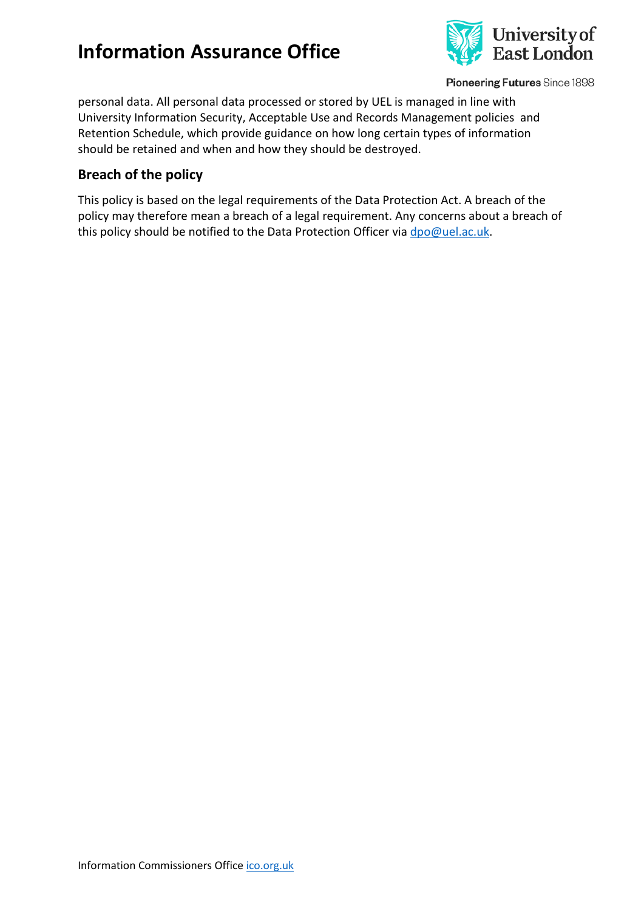personal data. All personal data processed or stored by UEL is managed in line with University Information Security, Acceptable Use and Records Management policies and Retention Schedule, which provide guidance on how long certain types of information should be retained and when and how they should be destroyed.

## Breach of the policy

This policy is based on the legal requirements of the Data Protection Act. A breach of the policy may therefore mean a breach of a legal requirement. Any concerns about a breach of this policy should be notified to the Data Protection Officer via [dpo@uel.ac.uk](mailto:dpo@uel.ac.uk).

Information Commissioners Office [ico.org.uk](https://ico.org.uk)